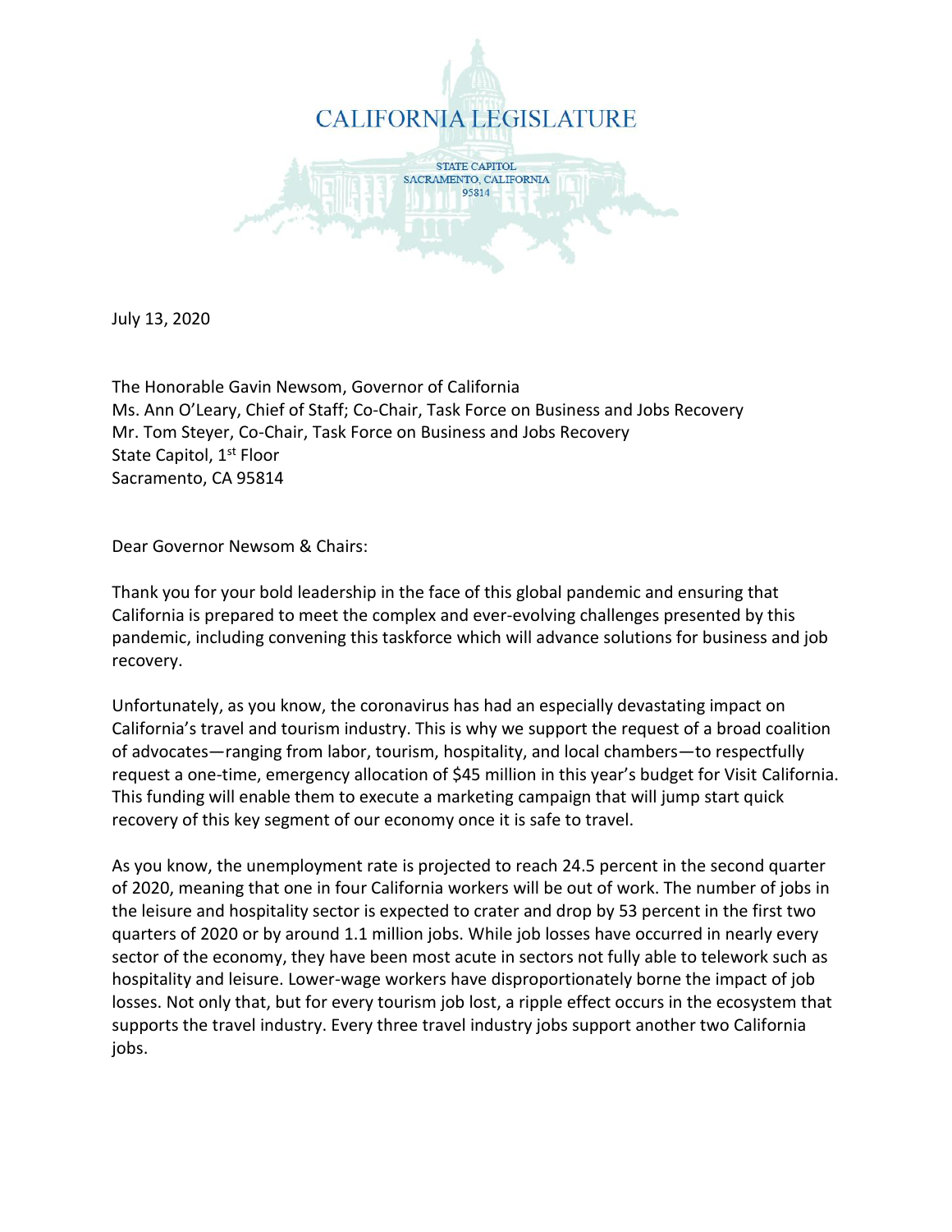# CALIFORNIA LEGISLATURE

STATE CAPITOL
SACRAMENTO, CALIFORNIA
95814

July 13, 2020

The Honorable Gavin Newsom, Governor of California
Ms. Ann O'Leary, Chief of Staff; Co-Chair, Task Force on Business and Jobs Recovery
Mr. Tom Steyer, Co-Chair, Task Force on Business and Jobs Recovery
State Capitol, 1st Floor
Sacramento, CA 95814

Dear Governor Newsom & Chairs:

Thank you for your bold leadership in the face of this global pandemic and ensuring that California is prepared to meet the complex and ever-evolving challenges presented by this pandemic, including convening this taskforce which will advance solutions for business and job recovery.

Unfortunately, as you know, the coronavirus has had an especially devastating impact on California's travel and tourism industry. This is why we support the request of a broad coalition of advocates—ranging from labor, tourism, hospitality, and local chambers—to respectfully request a one-time, emergency allocation of $45 million in this year's budget for Visit California. This funding will enable them to execute a marketing campaign that will jump start quick recovery of this key segment of our economy once it is safe to travel.

As you know, the unemployment rate is projected to reach 24.5 percent in the second quarter of 2020, meaning that one in four California workers will be out of work. The number of jobs in the leisure and hospitality sector is expected to crater and drop by 53 percent in the first two quarters of 2020 or by around 1.1 million jobs. While job losses have occurred in nearly every sector of the economy, they have been most acute in sectors not fully able to telework such as hospitality and leisure. Lower-wage workers have disproportionately borne the impact of job losses. Not only that, but for every tourism job lost, a ripple effect occurs in the ecosystem that supports the travel industry. Every three travel industry jobs support another two California jobs.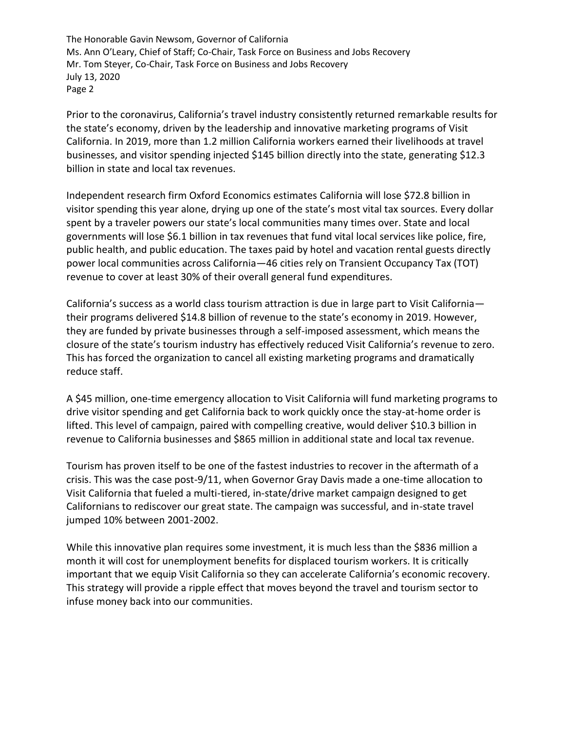Prior to the coronavirus, California's travel industry consistently returned remarkable results for the state's economy, driven by the leadership and innovative marketing programs of Visit California. In 2019, more than 1.2 million California workers earned their livelihoods at travel businesses, and visitor spending injected $145 billion directly into the state, generating $12.3 billion in state and local tax revenues.

Independent research firm Oxford Economics estimates California will lose $72.8 billion in visitor spending this year alone, drying up one of the state's most vital tax sources. Every dollar spent by a traveler powers our state's local communities many times over. State and local governments will lose $6.1 billion in tax revenues that fund vital local services like police, fire, public health, and public education. The taxes paid by hotel and vacation rental guests directly power local communities across California—46 cities rely on Transient Occupancy Tax (TOT) revenue to cover at least 30% of their overall general fund expenditures.

California's success as a world class tourism attraction is due in large part to Visit California—their programs delivered $14.8 billion of revenue to the state's economy in 2019. However, they are funded by private businesses through a self-imposed assessment, which means the closure of the state's tourism industry has effectively reduced Visit California's revenue to zero. This has forced the organization to cancel all existing marketing programs and dramatically reduce staff.

A $45 million, one-time emergency allocation to Visit California will fund marketing programs to drive visitor spending and get California back to work quickly once the stay-at-home order is lifted. This level of campaign, paired with compelling creative, would deliver $10.3 billion in revenue to California businesses and $865 million in additional state and local tax revenue.

Tourism has proven itself to be one of the fastest industries to recover in the aftermath of a crisis. This was the case post-9/11, when Governor Gray Davis made a one-time allocation to Visit California that fueled a multi-tiered, in-state/drive market campaign designed to get Californians to rediscover our great state. The campaign was successful, and in-state travel jumped 10% between 2001-2002.

While this innovative plan requires some investment, it is much less than the $836 million a month it will cost for unemployment benefits for displaced tourism workers. It is critically important that we equip Visit California so they can accelerate California's economic recovery. This strategy will provide a ripple effect that moves beyond the travel and tourism sector to infuse money back into our communities.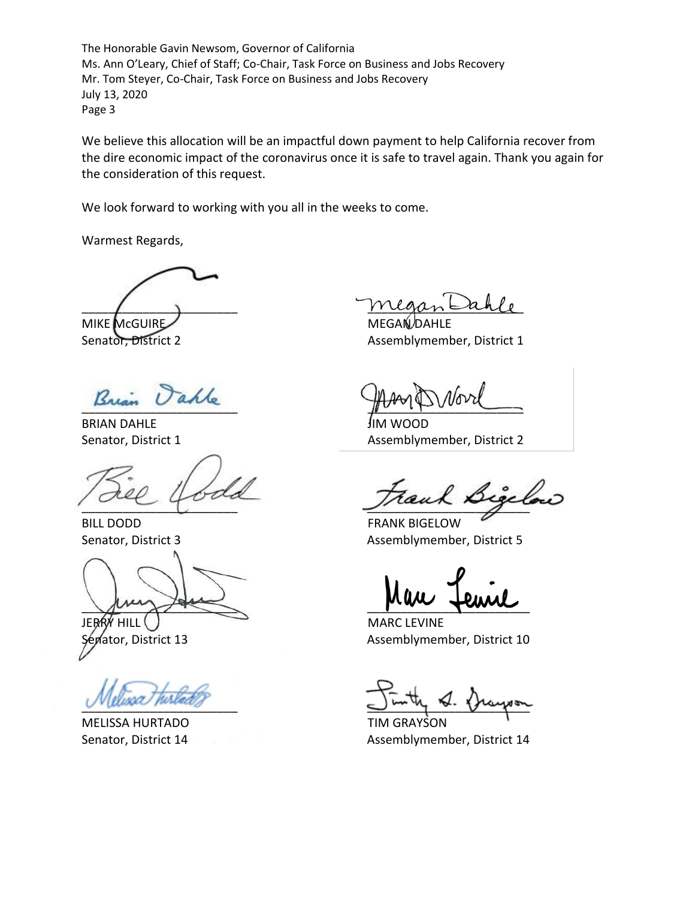We believe this allocation will be an impactful down payment to help California recover from the dire economic impact of the coronavirus once it is safe to travel again. Thank you again for the consideration of this request.

We look forward to working with you all in the weeks to come.

Warmest Regards,

MIKE McGUIRE
Senator, District 2

MEGAN DAHLE
Assemblymember, District 1

BRIAN DAHLE
Senator, District 1

JIM WOOD
Assemblymember, District 2

BILL DODD
Senator, District 3

FRANK BIGELOW
Assemblymember, District 5

JERRY HILL
Senator, District 13

MARC LEVINE
Assemblymember, District 10

MELISSA HURTADO
Senator, District 14

TIM GRAYSON
Assemblymember, District 14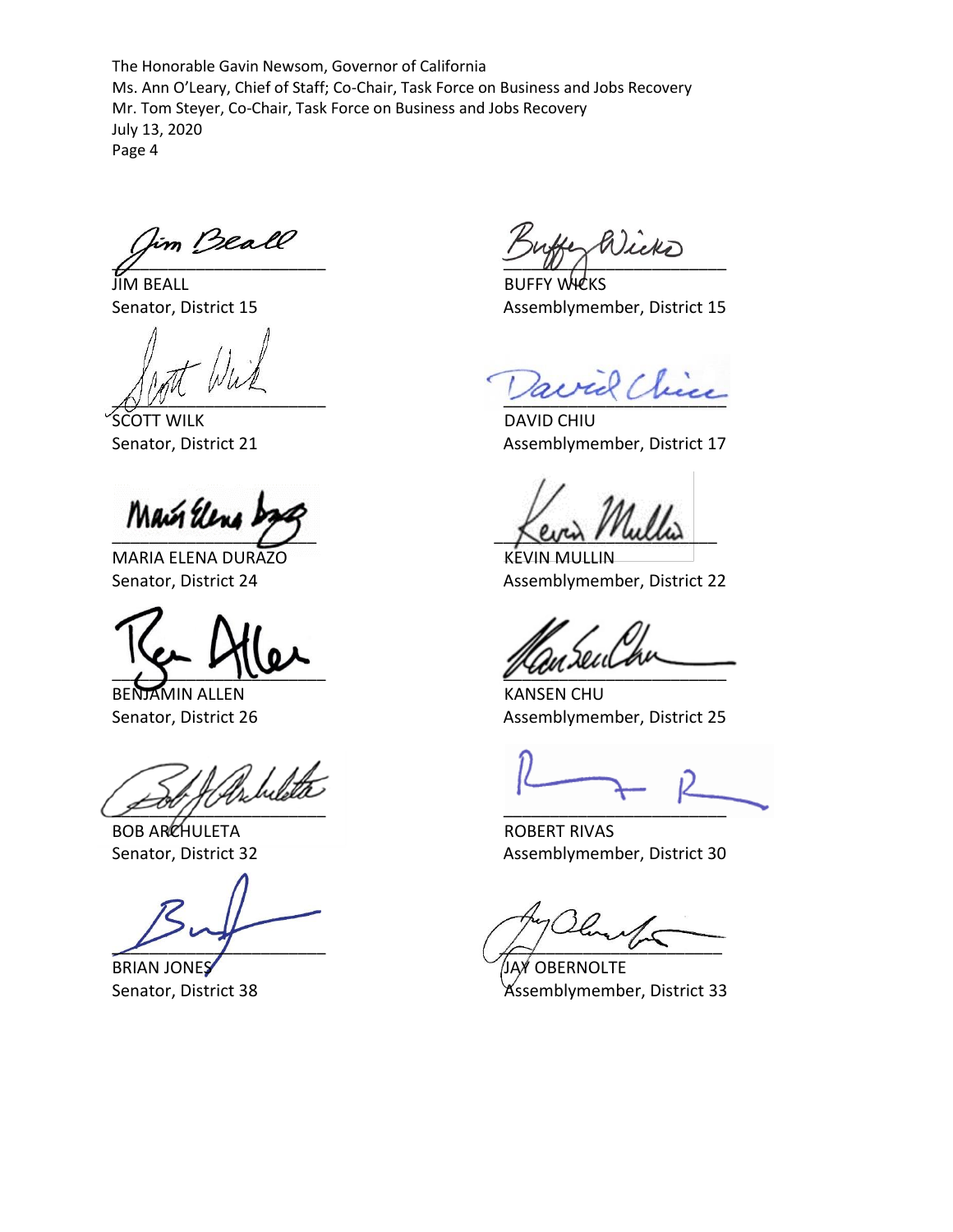The Honorable Gavin Newsom, Governor of California
Ms. Ann O'Leary, Chief of Staff; Co-Chair, Task Force on Business and Jobs Recovery
Mr. Tom Steyer, Co-Chair, Task Force on Business and Jobs Recovery
July 13, 2020
Page 4

JIM BEALL
Senator, District 15

BUFFY WICKS
Assemblymember, District 15

SCOTT WILK
Senator, District 21

DAVID CHIU
Assemblymember, District 17

MARIA ELENA DURAZO
Senator, District 24

KEVIN MULLIN
Assemblymember, District 22

BENJAMIN ALLEN
Senator, District 26

KANSEN CHU
Assemblymember, District 25

BOB ARCHULETA
Senator, District 32

ROBERT RIVAS
Assemblymember, District 30

BRIAN JONES
Senator, District 38

JAY OBERNOLTE
Assemblymember, District 33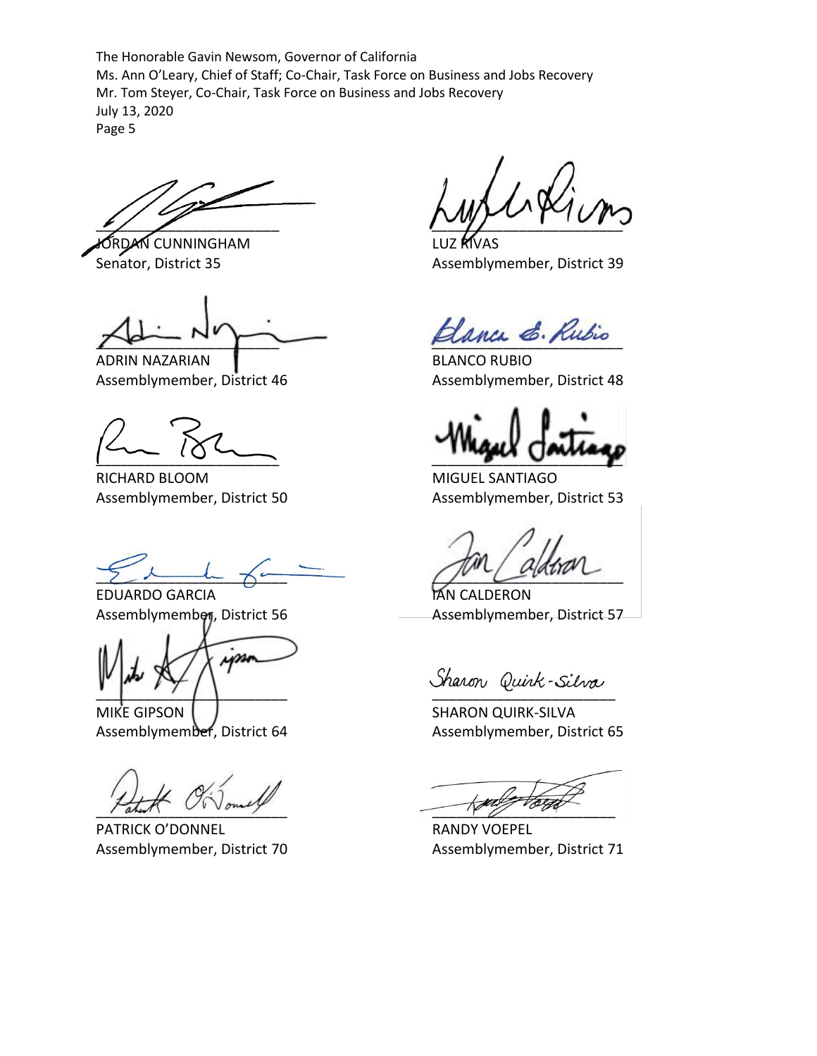The Honorable Gavin Newsom, Governor of California
Ms. Ann O'Leary, Chief of Staff; Co-Chair, Task Force on Business and Jobs Recovery
Mr. Tom Steyer, Co-Chair, Task Force on Business and Jobs Recovery
July 13, 2020
Page 5

JORDAN CUNNINGHAM
Senator, District 35

LUZ RIVAS
Assemblymember, District 39

ADRIN NAZARIAN
Assemblymember, District 46

BLANCO RUBIO
Assemblymember, District 48

RICHARD BLOOM
Assemblymember, District 50

MIGUEL SANTIAGO
Assemblymember, District 53

EDUARDO GARCIA
Assemblymember, District 56

IAN CALDERON
Assemblymember, District 57

MIKE GIPSON
Assemblymember, District 64

SHARON QUIRK-SILVA
Assemblymember, District 65

PATRICK O'DONNEL
Assemblymember, District 70

RANDY VOEPEL
Assemblymember, District 71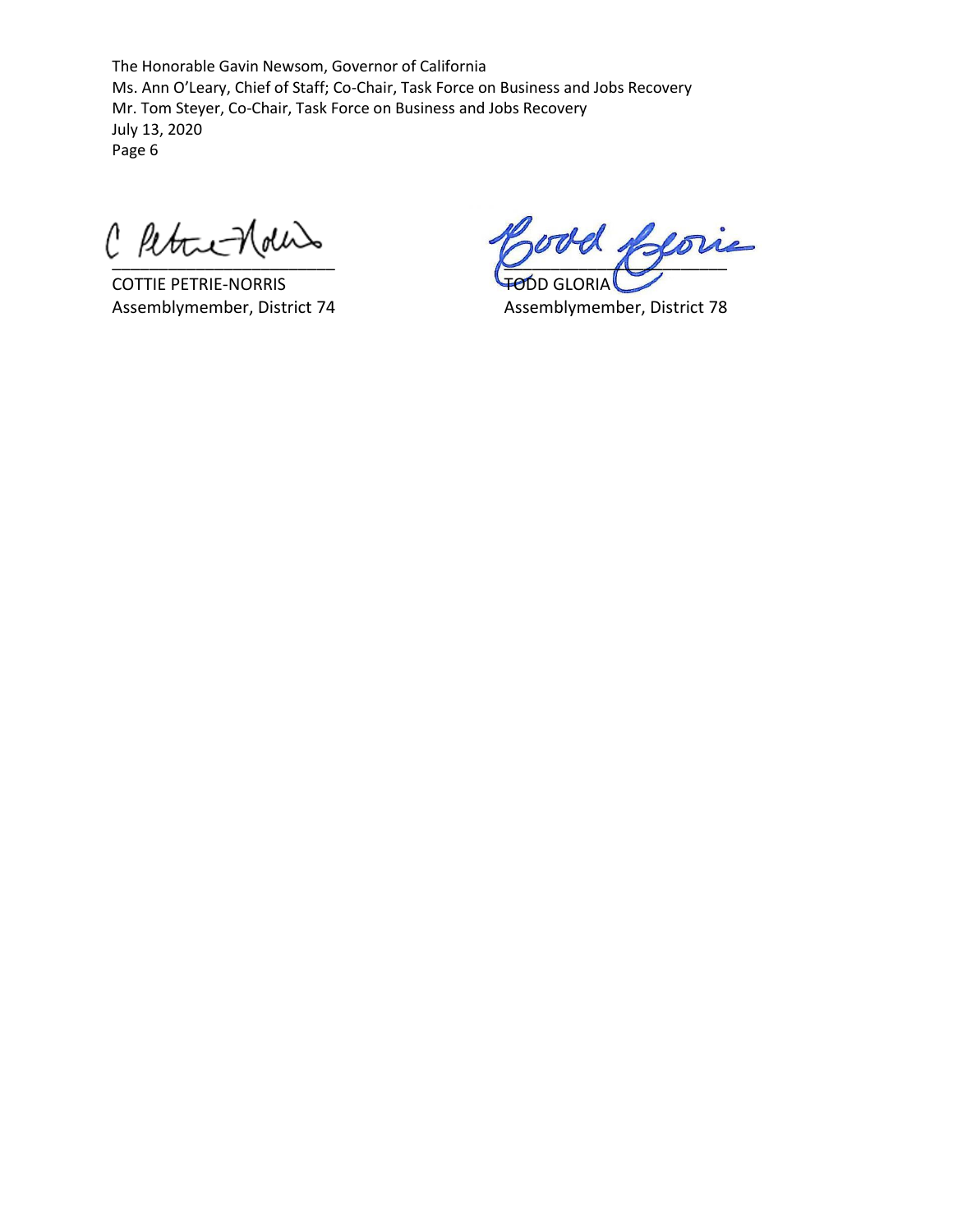COTTIE PETRIE-NORRIS
Assemblymember, District 74

TODD GLORIA
Assemblymember, District 78